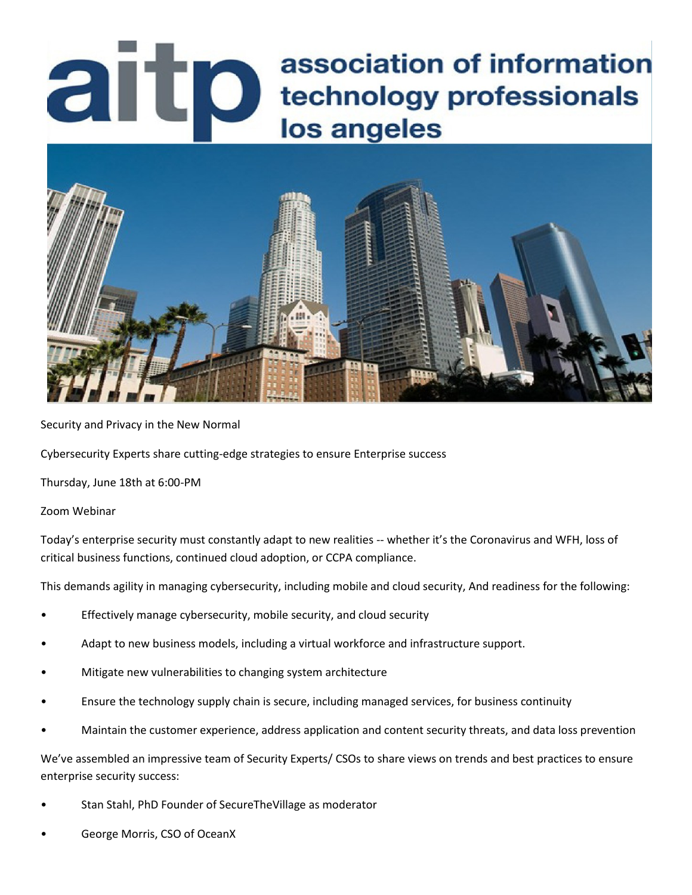# aitp association of information technology professionals los angeles

Security and Privacy in the New Normal

Cybersecurity Experts share cutting-edge strategies to ensure Enterprise success

Thursday, June 18th at 6:00-PM

Zoom Webinar

Today's enterprise security must constantly adapt to new realities -- whether it's the Coronavirus and WFH, loss of critical business functions, continued cloud adoption, or CCPA compliance.

This demands agility in managing cybersecurity, including mobile and cloud security, And readiness for the following:

- Effectively manage cybersecurity, mobile security, and cloud security
- Adapt to new business models, including a virtual workforce and infrastructure support.
- Mitigate new vulnerabilities to changing system architecture
- Ensure the technology supply chain is secure, including managed services, for business continuity
- Maintain the customer experience, address application and content security threats, and data loss prevention

We've assembled an impressive team of Security Experts/ CSOs to share views on trends and best practices to ensure enterprise security success:

- Stan Stahl, PhD Founder of SecureTheVillage as moderator
- George Morris, CSO of OceanX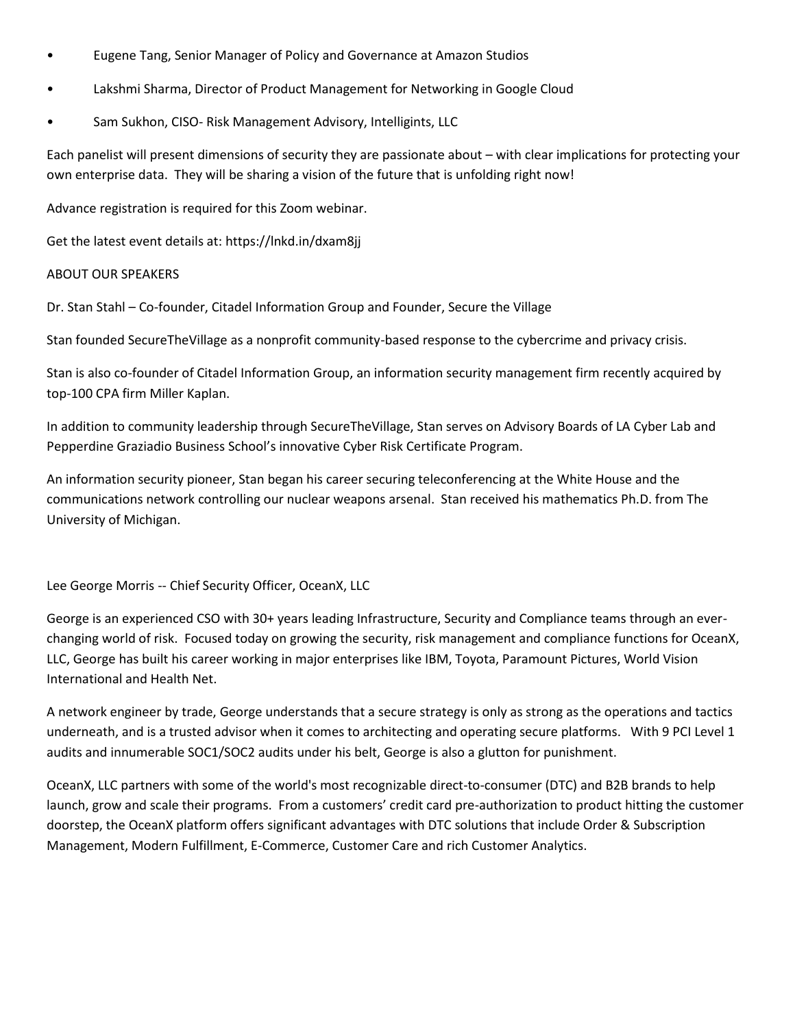- Eugene Tang, Senior Manager of Policy and Governance at Amazon Studios
- Lakshmi Sharma, Director of Product Management for Networking in Google Cloud
- Sam Sukhon, CISO- Risk Management Advisory, Intelligints, LLC

Each panelist will present dimensions of security they are passionate about – with clear implications for protecting your own enterprise data. They will be sharing a vision of the future that is unfolding right now!

Advance registration is required for this Zoom webinar.

Get the latest event details at: https://lnkd.in/dxam8jj

ABOUT OUR SPEAKERS

Dr. Stan Stahl – Co-founder, Citadel Information Group and Founder, Secure the Village

Stan founded SecureTheVillage as a nonprofit community-based response to the cybercrime and privacy crisis.

Stan is also co-founder of Citadel Information Group, an information security management firm recently acquired by top-100 CPA firm Miller Kaplan.

In addition to community leadership through SecureTheVillage, Stan serves on Advisory Boards of LA Cyber Lab and Pepperdine Graziadio Business School's innovative Cyber Risk Certificate Program.

An information security pioneer, Stan began his career securing teleconferencing at the White House and the communications network controlling our nuclear weapons arsenal. Stan received his mathematics Ph.D. from The University of Michigan.

Lee George Morris -- Chief Security Officer, OceanX, LLC

George is an experienced CSO with 30+ years leading Infrastructure, Security and Compliance teams through an ever-changing world of risk. Focused today on growing the security, risk management and compliance functions for OceanX, LLC, George has built his career working in major enterprises like IBM, Toyota, Paramount Pictures, World Vision International and Health Net.

A network engineer by trade, George understands that a secure strategy is only as strong as the operations and tactics underneath, and is a trusted advisor when it comes to architecting and operating secure platforms. With 9 PCI Level 1 audits and innumerable SOC1/SOC2 audits under his belt, George is also a glutton for punishment.

OceanX, LLC partners with some of the world's most recognizable direct-to-consumer (DTC) and B2B brands to help launch, grow and scale their programs. From a customers' credit card pre-authorization to product hitting the customer doorstep, the OceanX platform offers significant advantages with DTC solutions that include Order & Subscription Management, Modern Fulfillment, E-Commerce, Customer Care and rich Customer Analytics.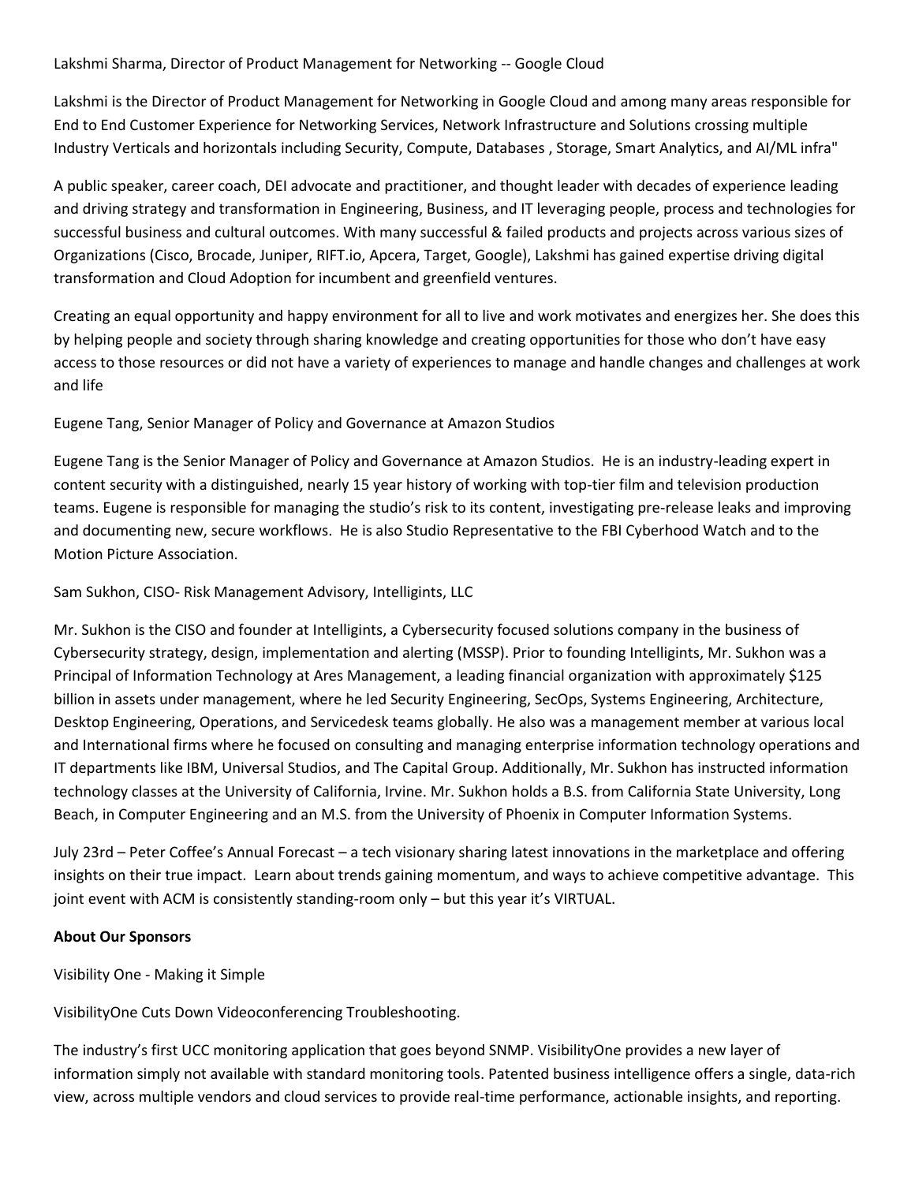Lakshmi Sharma, Director of Product Management for Networking -- Google Cloud

Lakshmi is the Director of Product Management for Networking in Google Cloud and among many areas responsible for End to End Customer Experience for Networking Services, Network Infrastructure and Solutions crossing multiple Industry Verticals and horizontals including Security, Compute, Databases , Storage, Smart Analytics, and AI/ML infra"

A public speaker, career coach, DEI advocate and practitioner, and thought leader with decades of experience leading and driving strategy and transformation in Engineering, Business, and IT leveraging people, process and technologies for successful business and cultural outcomes. With many successful & failed products and projects across various sizes of Organizations (Cisco, Brocade, Juniper, RIFT.io, Apcera, Target, Google), Lakshmi has gained expertise driving digital transformation and Cloud Adoption for incumbent and greenfield ventures.

Creating an equal opportunity and happy environment for all to live and work motivates and energizes her. She does this by helping people and society through sharing knowledge and creating opportunities for those who don't have easy access to those resources or did not have a variety of experiences to manage and handle changes and challenges at work and life

Eugene Tang, Senior Manager of Policy and Governance at Amazon Studios

Eugene Tang is the Senior Manager of Policy and Governance at Amazon Studios. He is an industry-leading expert in content security with a distinguished, nearly 15 year history of working with top-tier film and television production teams. Eugene is responsible for managing the studio's risk to its content, investigating pre-release leaks and improving and documenting new, secure workflows. He is also Studio Representative to the FBI Cyberhood Watch and to the Motion Picture Association.

Sam Sukhon, CISO- Risk Management Advisory, Intelligints, LLC

Mr. Sukhon is the CISO and founder at Intelligints, a Cybersecurity focused solutions company in the business of Cybersecurity strategy, design, implementation and alerting (MSSP). Prior to founding Intelligints, Mr. Sukhon was a Principal of Information Technology at Ares Management, a leading financial organization with approximately $125 billion in assets under management, where he led Security Engineering, SecOps, Systems Engineering, Architecture, Desktop Engineering, Operations, and Servicedesk teams globally. He also was a management member at various local and International firms where he focused on consulting and managing enterprise information technology operations and IT departments like IBM, Universal Studios, and The Capital Group. Additionally, Mr. Sukhon has instructed information technology classes at the University of California, Irvine. Mr. Sukhon holds a B.S. from California State University, Long Beach, in Computer Engineering and an M.S. from the University of Phoenix in Computer Information Systems.

July 23rd – Peter Coffee's Annual Forecast – a tech visionary sharing latest innovations in the marketplace and offering insights on their true impact. Learn about trends gaining momentum, and ways to achieve competitive advantage. This joint event with ACM is consistently standing-room only – but this year it's VIRTUAL.

**About Our Sponsors**

Visibility One - Making it Simple

VisibilityOne Cuts Down Videoconferencing Troubleshooting.

The industry's first UCC monitoring application that goes beyond SNMP. VisibilityOne provides a new layer of information simply not available with standard monitoring tools. Patented business intelligence offers a single, data-rich view, across multiple vendors and cloud services to provide real-time performance, actionable insights, and reporting.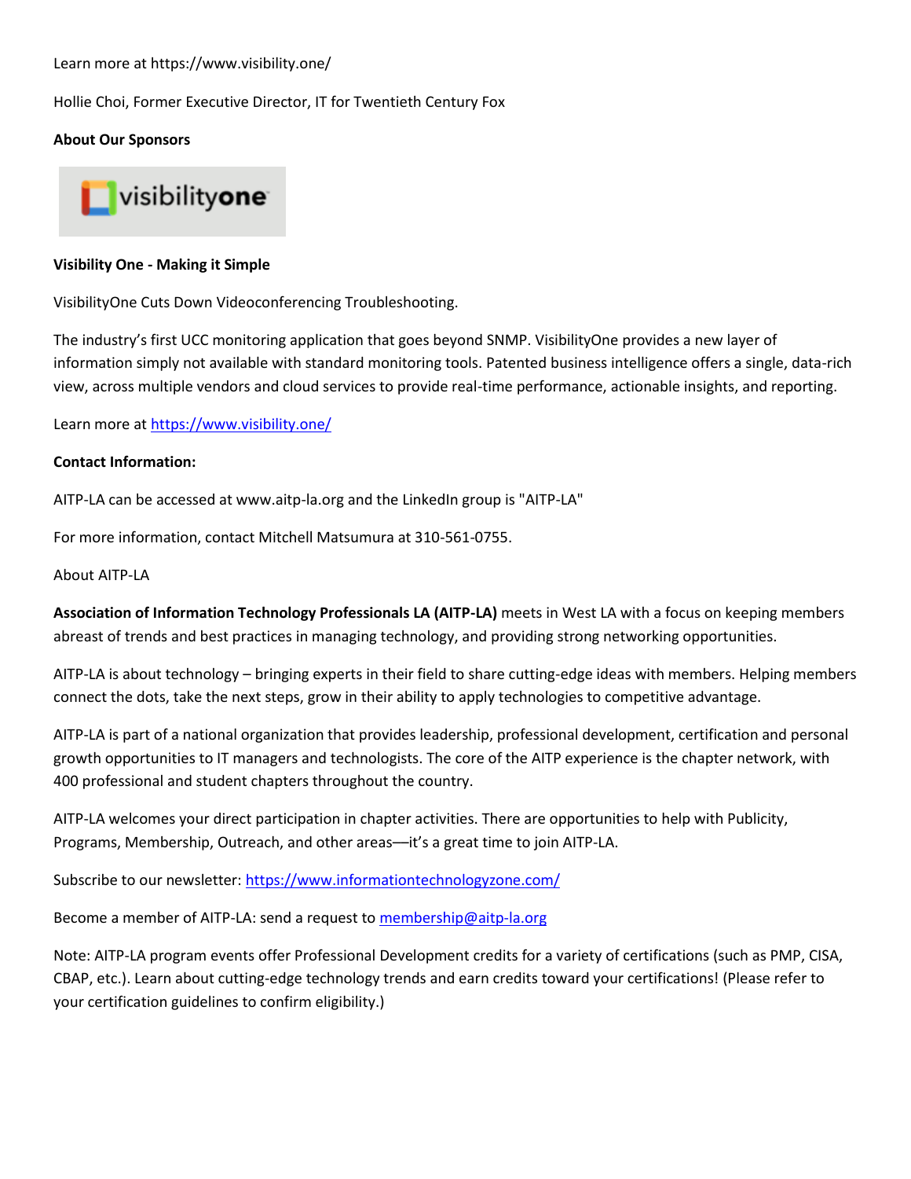Learn more at https://www.visibility.one/

Hollie Choi, Former Executive Director, IT for Twentieth Century Fox

**About Our Sponsors**

**Visibility One - Making it Simple**

VisibilityOne Cuts Down Videoconferencing Troubleshooting.

The industry's first UCC monitoring application that goes beyond SNMP. VisibilityOne provides a new layer of information simply not available with standard monitoring tools. Patented business intelligence offers a single, data-rich view, across multiple vendors and cloud services to provide real-time performance, actionable insights, and reporting.

Learn more at https://www.visibility.one/

**Contact Information:**

AITP-LA can be accessed at www.aitp-la.org and the LinkedIn group is "AITP-LA"

For more information, contact Mitchell Matsumura at 310-561-0755.

About AITP-LA

**Association of Information Technology Professionals LA (AITP-LA)** meets in West LA with a focus on keeping members abreast of trends and best practices in managing technology, and providing strong networking opportunities.

AITP-LA is about technology – bringing experts in their field to share cutting-edge ideas with members. Helping members connect the dots, take the next steps, grow in their ability to apply technologies to competitive advantage.

AITP-LA is part of a national organization that provides leadership, professional development, certification and personal growth opportunities to IT managers and technologists. The core of the AITP experience is the chapter network, with 400 professional and student chapters throughout the country.

AITP-LA welcomes your direct participation in chapter activities. There are opportunities to help with Publicity, Programs, Membership, Outreach, and other areas—it's a great time to join AITP-LA.

Subscribe to our newsletter: https://www.informationtechnologyzone.com/

Become a member of AITP-LA: send a request to membership@aitp-la.org

Note: AITP-LA program events offer Professional Development credits for a variety of certifications (such as PMP, CISA, CBAP, etc.). Learn about cutting-edge technology trends and earn credits toward your certifications! (Please refer to your certification guidelines to confirm eligibility.)